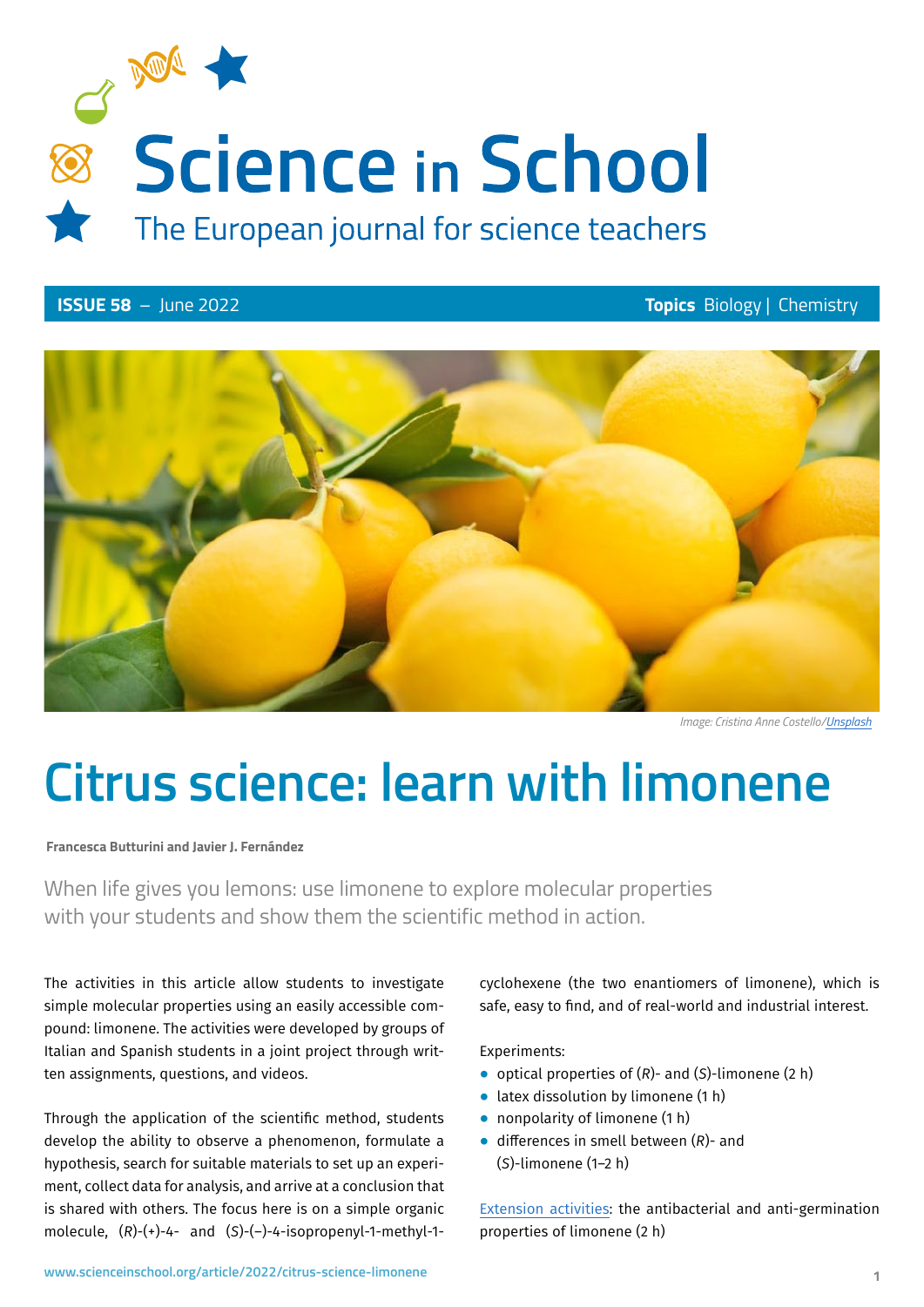# Science in School

The European journal for science teachers

**ISSUE 58** – June 2022 **Topics** Biology | Chemistry

*Image: Cristina Anne Costello/Unsplash*

# Citrus science: learn with limonene

**Francesca Butturini and Javier J. Fernández**

When life gives you lemons: use limonene to explore molecular properties with your students and show them the scientific method in action.

The activities in this article allow students to investigate simple molecular properties using an easily accessible compound: limonene. The activities were developed by groups of Italian and Spanish students in a joint project through written assignments, questions, and videos.

Through the application of the scientific method, students develop the ability to observe a phenomenon, formulate a hypothesis, search for suitable materials to set up an experiment, collect data for analysis, and arrive at a conclusion that is shared with others. The focus here is on a simple organic molecule, (*R*)-(+)-4- and (*S*)-(−)-4-isopropenyl-1-methyl-1-cyclohexene (the two enantiomers of limonene), which is safe, easy to find, and of real-world and industrial interest.

Experiments:

- optical properties of (*R*)- and (*S*)-limonene (2 h)
- latex dissolution by limonene (1 h)
- nonpolarity of limonene (1 h)
- differences in smell between (*R*)- and (*S*)-limonene (1–2 h)

Extension activities: the antibacterial and anti-germination properties of limonene (2 h)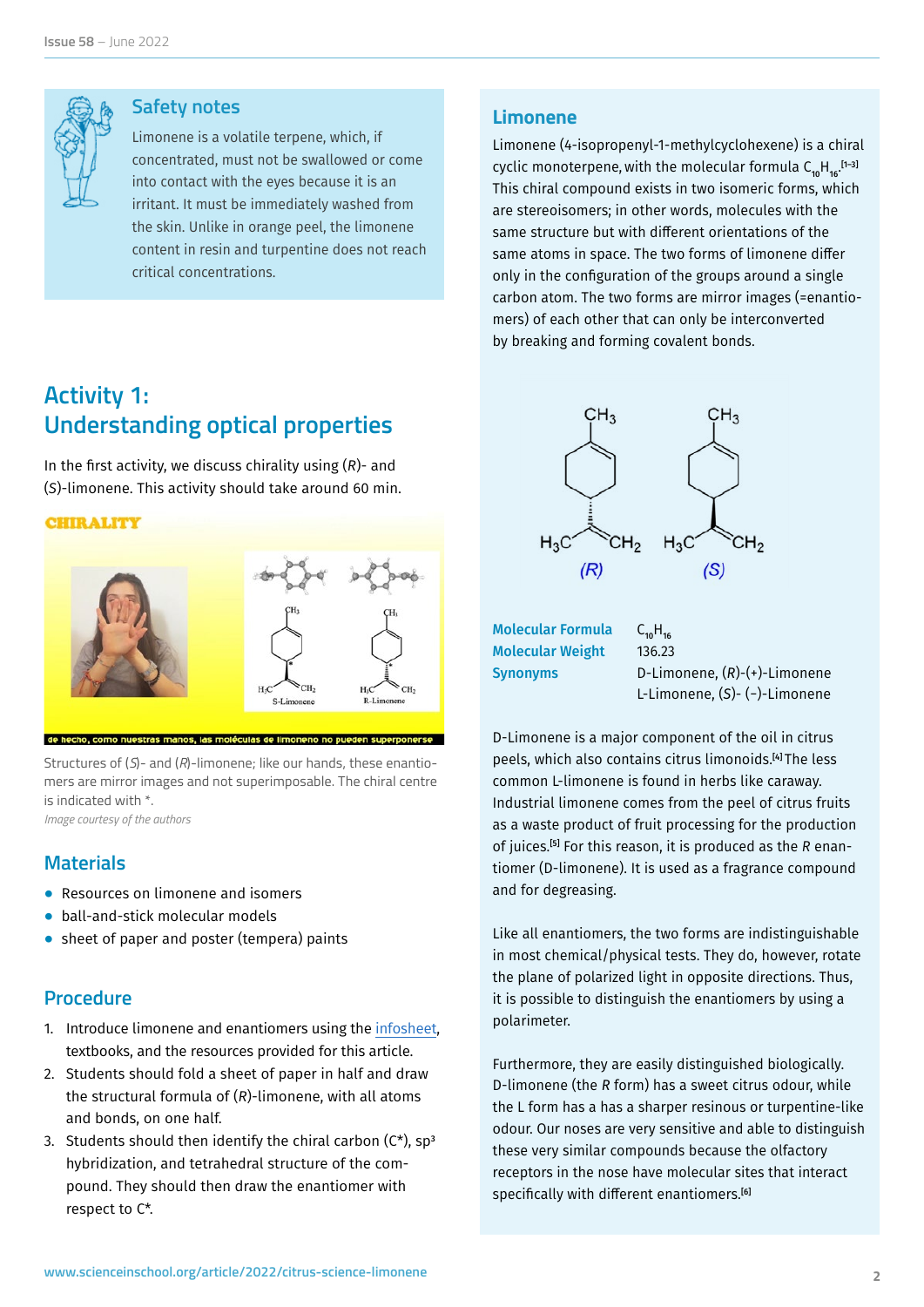## Safety notes

Limonene is a volatile terpene, which, if concentrated, must not be swallowed or come into contact with the eyes because it is an irritant. It must be immediately washed from the skin. Unlike in orange peel, the limonene content in resin and turpentine does not reach critical concentrations.

## Activity 1: Understanding optical properties

In the first activity, we discuss chirality using (*R*)- and (*S*)-limonene. This activity should take around 60 min.

Structures of (*S*)- and (*R*)-limonene; like our hands, these enantiomers are mirror images and not superimposable. The chiral centre is indicated with *.

*Image courtesy of the authors*

### Materials

- Resources on limonene and isomers
- ball-and-stick molecular models
- sheet of paper and poster (tempera) paints

### Procedure

1. Introduce limonene and enantiomers using the infosheet, textbooks, and the resources provided for this article.
2. Students should fold a sheet of paper in half and draw the structural formula of (*R*)-limonene, with all atoms and bonds, on one half.
3. Students should then identify the chiral carbon (C*), $sp^3$ hybridization, and tetrahedral structure of the compound. They should then draw the enantiomer with respect to C*.

## Limonene

Limonene (4-isopropenyl-1-methylcyclohexene) is a chiral cyclic monoterpene, with the molecular formula $C_{10}H_{16}$.[1–3] This chiral compound exists in two isomeric forms, which are stereoisomers; in other words, molecules with the same structure but with different orientations of the same atoms in space. The two forms of limonene differ only in the configuration of the groups around a single carbon atom. The two forms are mirror images (=enantiomers) of each other that can only be interconverted by breaking and forming covalent bonds.

| | |
|---|---|
| **Molecular Formula** | $C_{10}H_{16}$ |
| **Molecular Weight** | 136.23 |
| **Synonyms** | D-Limonene, (*R*)-(+)-Limonene<br>L-Limonene, (*S*)- (-)-Limonene |

D-Limonene is a major component of the oil in citrus peels, which also contains citrus limonoids.[4] The less common L-limonene is found in herbs like caraway. Industrial limonene comes from the peel of citrus fruits as a waste product of fruit processing for the production of juices.[5] For this reason, it is produced as the *R* enantiomer (D-limonene). It is used as a fragrance compound and for degreasing.

Like all enantiomers, the two forms are indistinguishable in most chemical/physical tests. They do, however, rotate the plane of polarized light in opposite directions. Thus, it is possible to distinguish the enantiomers by using a polarimeter.

Furthermore, they are easily distinguished biologically. D-limonene (the *R* form) has a sweet citrus odour, while the L form has a has a sharper resinous or turpentine-like odour. Our noses are very sensitive and able to distinguish these very similar compounds because the olfactory receptors in the nose have molecular sites that interact specifically with different enantiomers.[6]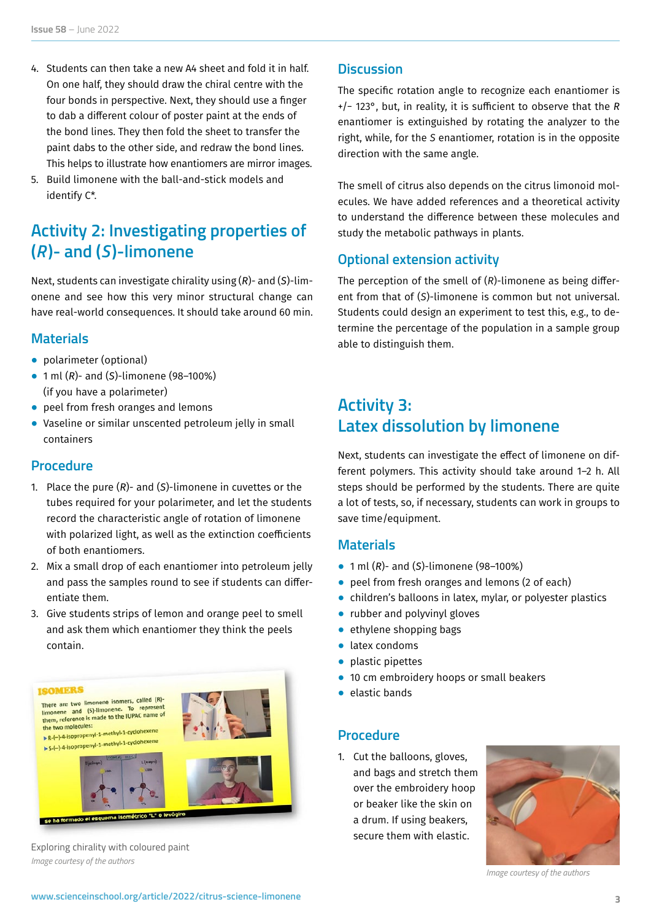4. Students can then take a new A4 sheet and fold it in half. On one half, they should draw the chiral centre with the four bonds in perspective. Next, they should use a finger to dab a different colour of poster paint at the ends of the bond lines. They then fold the sheet to transfer the paint dabs to the other side, and redraw the bond lines. This helps to illustrate how enantiomers are mirror images.
5. Build limonene with the ball-and-stick models and identify C*.

## Activity 2: Investigating properties of (*R*)- and (*S*)-limonene

Next, students can investigate chirality using (*R*)- and (*S*)-limonene and see how this very minor structural change can have real-world consequences. It should take around 60 min.

### Materials

- polarimeter (optional)
- 1 ml (*R*)- and (*S*)-limonene (98–100%) (if you have a polarimeter)
- peel from fresh oranges and lemons
- Vaseline or similar unscented petroleum jelly in small containers

### Procedure

1. Place the pure (*R*)- and (*S*)-limonene in cuvettes or the tubes required for your polarimeter, and let the students record the characteristic angle of rotation of limonene with polarized light, as well as the extinction coefficients of both enantiomers.
2. Mix a small drop of each enantiomer into petroleum jelly and pass the samples round to see if students can differentiate them.
3. Give students strips of lemon and orange peel to smell and ask them which enantiomer they think the peels contain.

Exploring chirality with coloured paint
*Image courtesy of the authors*

### Discussion

The specific rotation angle to recognize each enantiomer is +/− 123°, but, in reality, it is sufficient to observe that the *R* enantiomer is extinguished by rotating the analyzer to the right, while, for the *S* enantiomer, rotation is in the opposite direction with the same angle.

The smell of citrus also depends on the citrus limonoid molecules. We have added references and a theoretical activity to understand the difference between these molecules and study the metabolic pathways in plants.

### Optional extension activity

The perception of the smell of (*R*)-limonene as being different from that of (*S*)-limonene is common but not universal. Students could design an experiment to test this, e.g., to determine the percentage of the population in a sample group able to distinguish them.

## Activity 3: Latex dissolution by limonene

Next, students can investigate the effect of limonene on different polymers. This activity should take around 1–2 h. All steps should be performed by the students. There are quite a lot of tests, so, if necessary, students can work in groups to save time/equipment.

### Materials

- 1 ml (*R*)- and (*S*)-limonene (98–100%)
- peel from fresh oranges and lemons (2 of each)
- children's balloons in latex, mylar, or polyester plastics
- rubber and polyvinyl gloves
- ethylene shopping bags
- latex condoms
- plastic pipettes
- 10 cm embroidery hoops or small beakers
- elastic bands

### Procedure

1. Cut the balloons, gloves, and bags and stretch them over the embroidery hoop or beaker like the skin on a drum. If using beakers, secure them with elastic.

*Image courtesy of the authors*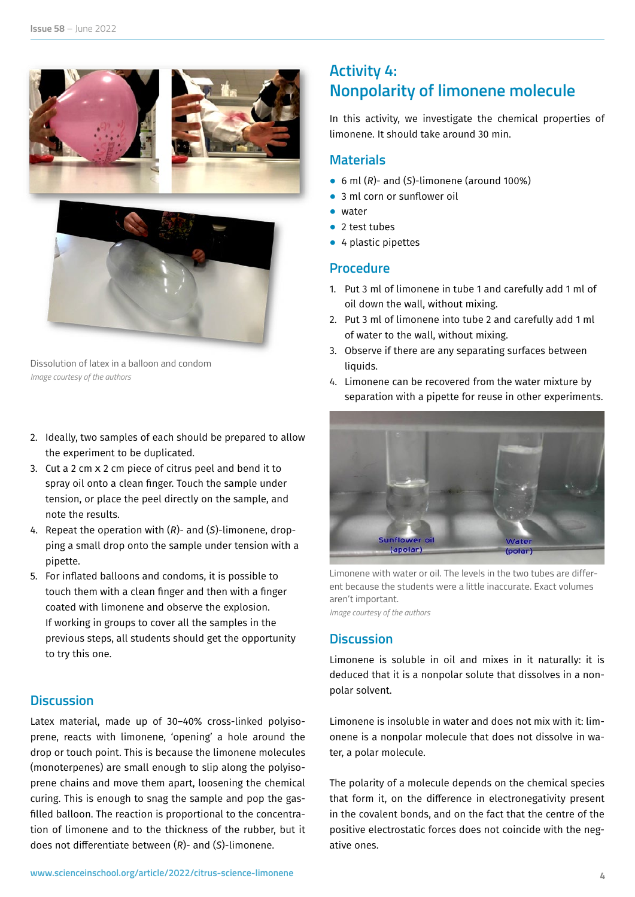Dissolution of latex in a balloon and condom

*Image courtesy of the authors*

2. Ideally, two samples of each should be prepared to allow the experiment to be duplicated.
3. Cut a 2 cm x 2 cm piece of citrus peel and bend it to spray oil onto a clean finger. Touch the sample under tension, or place the peel directly on the sample, and note the results.
4. Repeat the operation with (*R*)- and (*S*)-limonene, dropping a small drop onto the sample under tension with a pipette.
5. For inflated balloons and condoms, it is possible to touch them with a clean finger and then with a finger coated with limonene and observe the explosion. If working in groups to cover all the samples in the previous steps, all students should get the opportunity to try this one.

## Discussion

Latex material, made up of 30–40% cross-linked polyisoprene, reacts with limonene, 'opening' a hole around the drop or touch point. This is because the limonene molecules (monoterpenes) are small enough to slip along the polyisoprene chains and move them apart, loosening the chemical curing. This is enough to snag the sample and pop the gas-filled balloon. The reaction is proportional to the concentration of limonene and to the thickness of the rubber, but it does not differentiate between (*R*)- and (*S*)-limonene.

# Activity 4: Nonpolarity of limonene molecule

In this activity, we investigate the chemical properties of limonene. It should take around 30 min.

## Materials

- 6 ml (*R*)- and (*S*)-limonene (around 100%)
- 3 ml corn or sunflower oil
- water
- 2 test tubes
- 4 plastic pipettes

## Procedure

1. Put 3 ml of limonene in tube 1 and carefully add 1 ml of oil down the wall, without mixing.
2. Put 3 ml of limonene into tube 2 and carefully add 1 ml of water to the wall, without mixing.
3. Observe if there are any separating surfaces between liquids.
4. Limonene can be recovered from the water mixture by separation with a pipette for reuse in other experiments.

Limonene with water or oil. The levels in the two tubes are different because the students were a little inaccurate. Exact volumes aren't important.

*Image courtesy of the authors*

## Discussion

Limonene is soluble in oil and mixes in it naturally: it is deduced that it is a nonpolar solute that dissolves in a nonpolar solvent.

Limonene is insoluble in water and does not mix with it: limonene is a nonpolar molecule that does not dissolve in water, a polar molecule.

The polarity of a molecule depends on the chemical species that form it, on the difference in electronegativity present in the covalent bonds, and on the fact that the centre of the positive electrostatic forces does not coincide with the negative ones.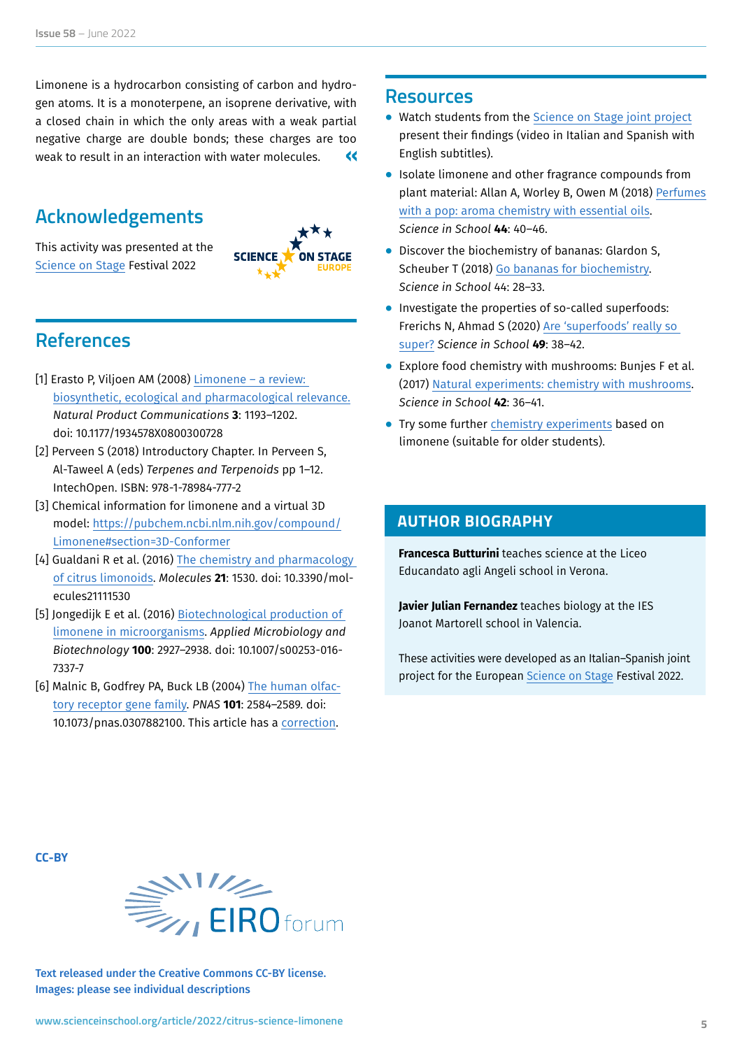Limonene is a hydrocarbon consisting of carbon and hydrogen atoms. It is a monoterpene, an isoprene derivative, with a closed chain in which the only areas with a weak partial negative charge are double bonds; these charges are too weak to result in an interaction with water molecules. «

## Acknowledgements

This activity was presented at the Science on Stage Festival 2022

## References

[1] Erasto P, Viljoen AM (2008) Limonene – a review: biosynthetic, ecological and pharmacological relevance. *Natural Product Communications* **3**: 1193–1202. doi: 10.1177/1934578X0800300728

[2] Perveen S (2018) Introductory Chapter. In Perveen S, Al-Taweel A (eds) *Terpenes and Terpenoids* pp 1–12. IntechOpen. ISBN: 978-1-78984-777-2

[3] Chemical information for limonene and a virtual 3D model: https://pubchem.ncbi.nlm.nih.gov/compound/Limonene#section=3D-Conformer

[4] Gualdani R et al. (2016) The chemistry and pharmacology of citrus limonoids. *Molecules* **21**: 1530. doi: 10.3390/molecules21111530

[5] Jongedijk E et al. (2016) Biotechnological production of limonene in microorganisms. *Applied Microbiology and Biotechnology* **100**: 2927–2938. doi: 10.1007/s00253-016-7337-7

[6] Malnic B, Godfrey PA, Buck LB (2004) The human olfactory receptor gene family. *PNAS* **101**: 2584–2589. doi: 10.1073/pnas.0307882100. This article has a correction.

## Resources

- Watch students from the Science on Stage joint project present their findings (video in Italian and Spanish with English subtitles).
- Isolate limonene and other fragrance compounds from plant material: Allan A, Worley B, Owen M (2018) Perfumes with a pop: aroma chemistry with essential oils. *Science in School* **44**: 40–46.
- Discover the biochemistry of bananas: Glardon S, Scheuber T (2018) Go bananas for biochemistry. *Science in School* 44: 28–33.
- Investigate the properties of so-called superfoods: Frerichs N, Ahmad S (2020) Are 'superfoods' really so super? *Science in School* **49**: 38–42.
- Explore food chemistry with mushrooms: Bunjes F et al. (2017) Natural experiments: chemistry with mushrooms. *Science in School* **42**: 36–41.
- Try some further chemistry experiments based on limonene (suitable for older students).

## AUTHOR BIOGRAPHY

**Francesca Butturini** teaches science at the Liceo Educandato agli Angeli school in Verona.

**Javier Julian Fernandez** teaches biology at the IES Joanot Martorell school in Valencia.

These activities were developed as an Italian–Spanish joint project for the European Science on Stage Festival 2022.

CC-BY

Text released under the Creative Commons CC-BY license.
Images: please see individual descriptions

www.scienceinschool.org/article/2022/citrus-science-limonene